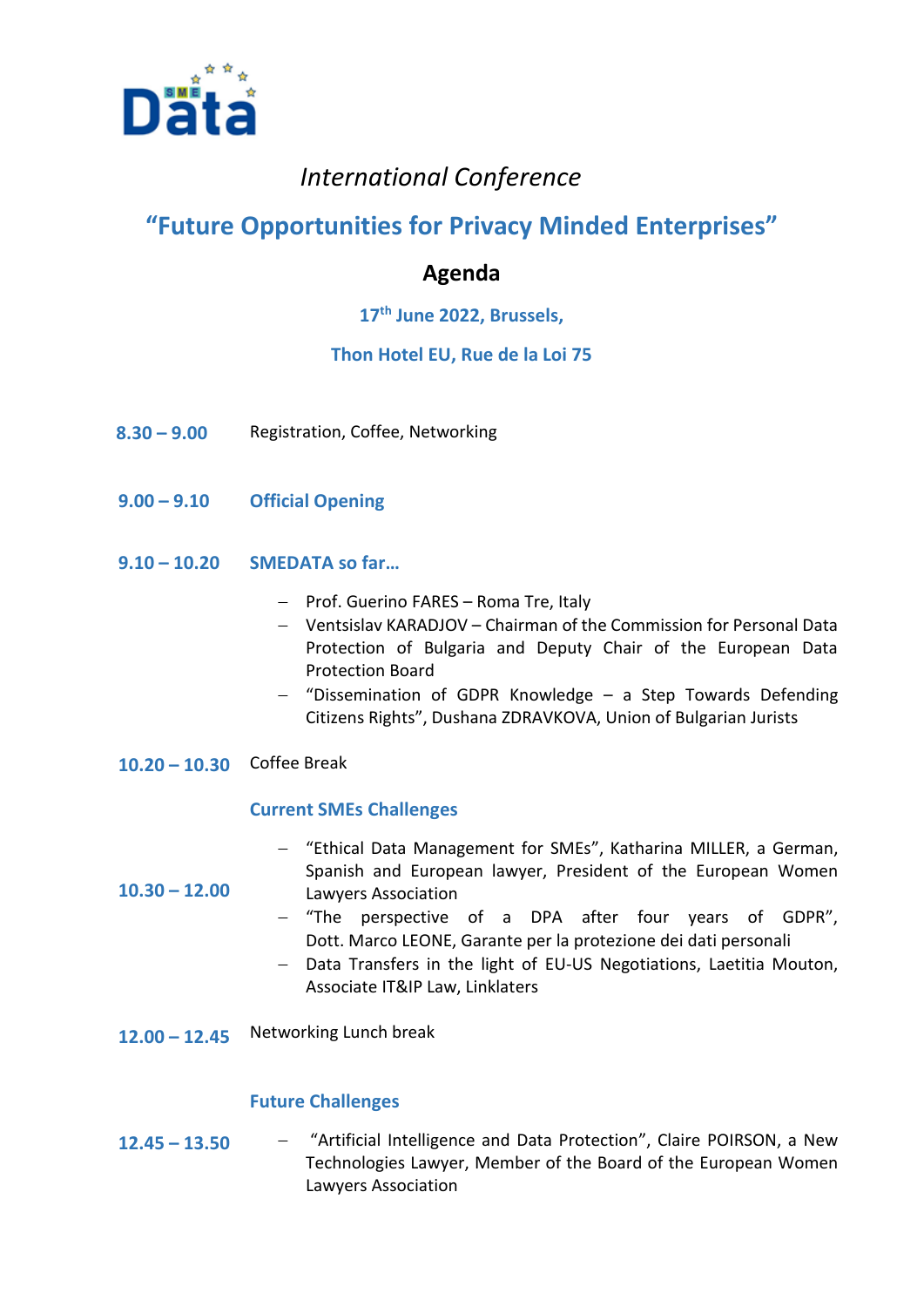*International Conference*

# "Future Opportunities for Privacy Minded Enterprises"

## Agenda

**17th June 2022, Brussels,**

**Thon Hotel EU, Rue de la Loi 75**

**8.30 – 9.00** Registration, Coffee, Networking

**9.00 – 9.10** **Official Opening**

**9.10 – 10.20** **SMEDATA so far…**

- Prof. Guerino FARES – Roma Tre, Italy
- Ventsislav KARADJOV – Chairman of the Commission for Personal Data Protection of Bulgaria and Deputy Chair of the European Data Protection Board
- "Dissemination of GDPR Knowledge – a Step Towards Defending Citizens Rights", Dushana ZDRAVKOVA, Union of Bulgarian Jurists

**10.20 – 10.30** Coffee Break

**10.30 – 12.00** **Current SMEs Challenges**

- "Ethical Data Management for SMEs", Katharina MILLER, a German, Spanish and European lawyer, President of the European Women Lawyers Association
- "The perspective of a DPA after four years of GDPR", Dott. Marco LEONE, Garante per la protezione dei dati personali
- Data Transfers in the light of EU-US Negotiations, Laetitia Mouton, Associate IT&IP Law, Linklaters

**12.00 – 12.45** Networking Lunch break

**12.45 – 13.50** **Future Challenges**

- "Artificial Intelligence and Data Protection", Claire POIRSON, a New Technologies Lawyer, Member of the Board of the European Women Lawyers Association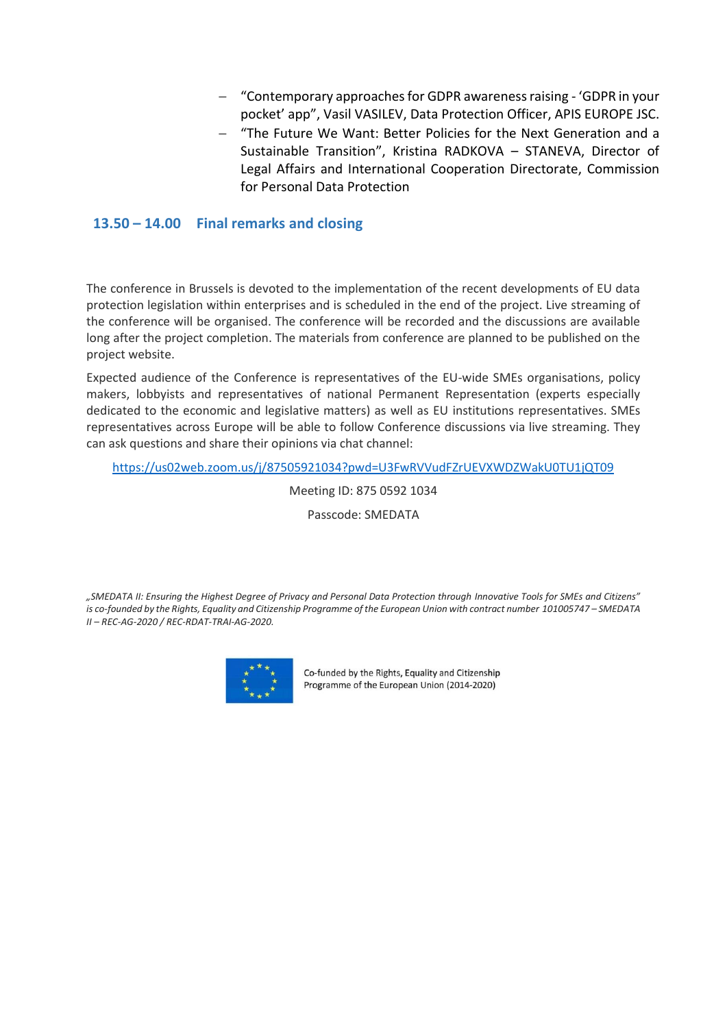- "Contemporary approaches for GDPR awareness raising - 'GDPR in your pocket' app", Vasil VASILEV, Data Protection Officer, APIS EUROPE JSC.
- "The Future We Want: Better Policies for the Next Generation and a Sustainable Transition", Kristina RADKOVA – STANEVA, Director of Legal Affairs and International Cooperation Directorate, Commission for Personal Data Protection

### 13.50 – 14.00 Final remarks and closing

The conference in Brussels is devoted to the implementation of the recent developments of EU data protection legislation within enterprises and is scheduled in the end of the project. Live streaming of the conference will be organised. The conference will be recorded and the discussions are available long after the project completion. The materials from conference are planned to be published on the project website.

Expected audience of the Conference is representatives of the EU-wide SMEs organisations, policy makers, lobbyists and representatives of national Permanent Representation (experts especially dedicated to the economic and legislative matters) as well as EU institutions representatives. SMEs representatives across Europe will be able to follow Conference discussions via live streaming. They can ask questions and share their opinions via chat channel:

https://us02web.zoom.us/j/87505921034?pwd=U3FwRVVudFZrUEVXWDZWakU0TU1jQT09

Meeting ID: 875 0592 1034

Passcode: SMEDATA

*„SMEDATA II: Ensuring the Highest Degree of Privacy and Personal Data Protection through Innovative Tools for SMEs and Citizens" is co-founded by the Rights, Equality and Citizenship Programme of the European Union with contract number 101005747 – SMEDATA II – REC-AG-2020 / REC-RDAT-TRAI-AG-2020.*

Co-funded by the Rights, Equality and Citizenship Programme of the European Union (2014-2020)